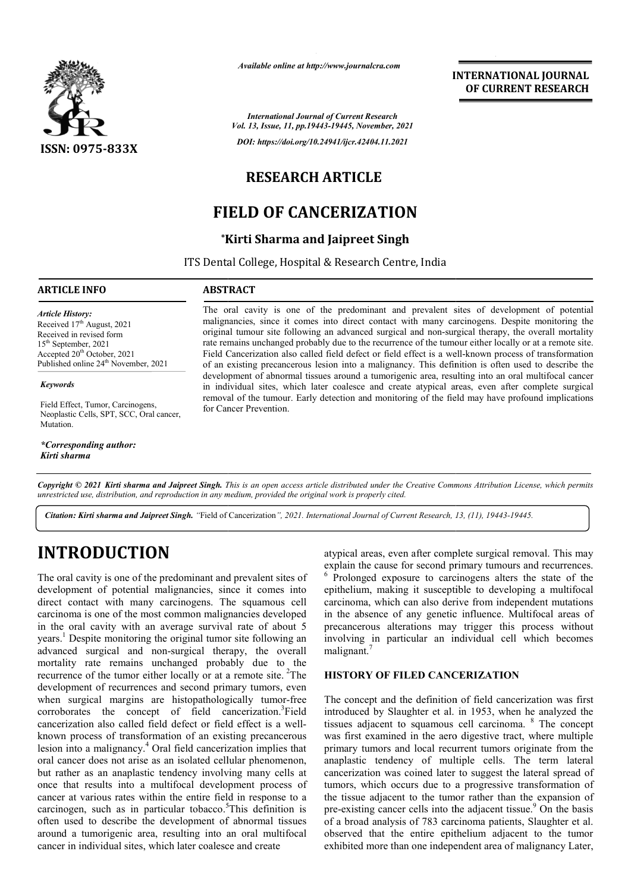# RESEARCH ARTICLE

# FIELD OF CANCERIZATION

**\*Kirti Sharma and Jaipreet Singh**

ITS Dental College, Hospital & Research Centre, India

**ARTICLE INFO**

*Article History:*
Received 17th August, 2021
Received in revised form
15th September, 2021
Accepted 20th October, 2021
Published online 24th November, 2021

*Keywords*

Field Effect, Tumor, Carcinogens, Neoplastic Cells, SPT, SCC, Oral cancer, Mutation.

***Corresponding author:***
***Kirti sharma***

**ABSTRACT**

The oral cavity is one of the predominant and prevalent sites of development of potential malignancies, since it comes into direct contact with many carcinogens. Despite monitoring the original tumour site following an advanced surgical and non-surgical therapy, the overall mortality rate remains unchanged probably due to the recurrence of the tumour either locally or at a remote site. Field Cancerization also called field defect or field effect is a well-known process of transformation of an existing precancerous lesion into a malignancy. This definition is often used to describe the development of abnormal tissues around a tumorigenic area, resulting into an oral multifocal cancer in individual sites, which later coalesce and create atypical areas, even after complete surgical removal of the tumour. Early detection and monitoring of the field may have profound implications for Cancer Prevention.

***Copyright © 2021 Kirti sharma and Jaipreet Singh.** This is an open access article distributed under the Creative Commons Attribution License, which permits unrestricted use, distribution, and reproduction in any medium, provided the original work is properly cited.*

***Citation: Kirti sharma and Jaipreet Singh.** "Field of Cancerization", 2021. International Journal of Current Research, 13, (11), 19443-19445.*

# INTRODUCTION

The oral cavity is one of the predominant and prevalent sites of development of potential malignancies, since it comes into direct contact with many carcinogens. The squamous cell carcinoma is one of the most common malignancies developed in the oral cavity with an average survival rate of about 5 years.[1] Despite monitoring the original tumor site following an advanced surgical and non-surgical therapy, the overall mortality rate remains unchanged probably due to the recurrence of the tumor either locally or at a remote site. [2]The development of recurrences and second primary tumors, even when surgical margins are histopathologically tumor-free corroborates the concept of field cancerization.[3]Field cancerization also called field defect or field effect is a well-known process of transformation of an existing precancerous lesion into a malignancy.[4] Oral field cancerization implies that oral cancer does not arise as an isolated cellular phenomenon, but rather as an anaplastic tendency involving many cells at once that results into a multifocal development process of cancer at various rates within the entire field in response to a carcinogen, such as in particular tobacco.[5]This definition is often used to describe the development of abnormal tissues around a tumorigenic area, resulting into an oral multifocal cancer in individual sites, which later coalesce and create atypical areas, even after complete surgical removal. This may explain the cause for second primary tumours and recurrences. [6] Prolonged exposure to carcinogens alters the state of the epithelium, making it susceptible to developing a multifocal carcinoma, which can also derive from independent mutations in the absence of any genetic influence. Multifocal areas of precancerous alterations may trigger this process without involving in particular an individual cell which becomes malignant.[7]

## HISTORY OF FILED CANCERIZATION

The concept and the definition of field cancerization was first introduced by Slaughter et al. in 1953, when he analyzed the tissues adjacent to squamous cell carcinoma. [8] The concept was first examined in the aero digestive tract, where multiple primary tumors and local recurrent tumors originate from the anaplastic tendency of multiple cells. The term lateral cancerization was coined later to suggest the lateral spread of tumors, which occurs due to a progressive transformation of the tissue adjacent to the tumor rather than the expansion of pre-existing cancer cells into the adjacent tissue.[9] On the basis of a broad analysis of 783 carcinoma patients, Slaughter et al. observed that the entire epithelium adjacent to the tumor exhibited more than one independent area of malignancy Later,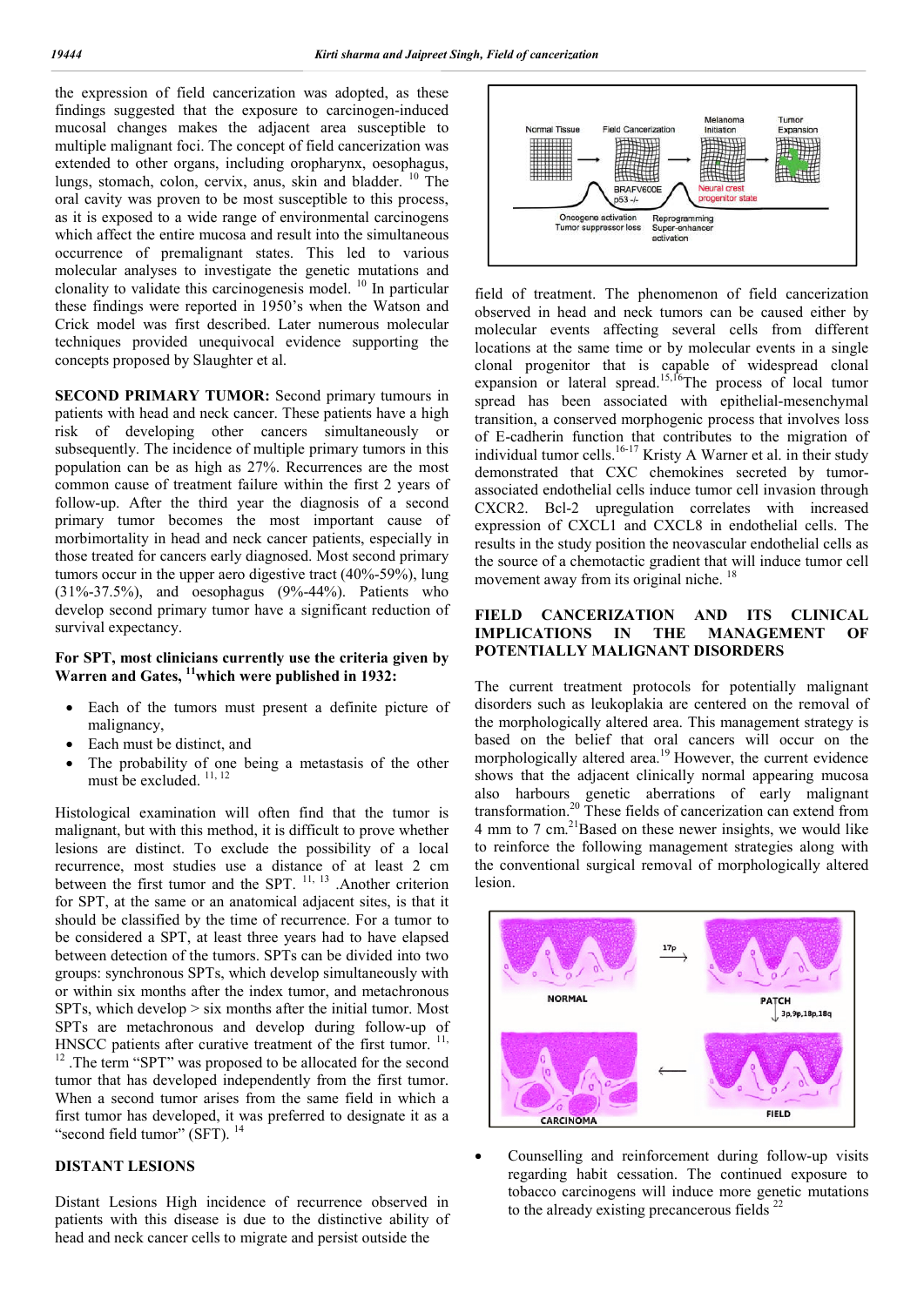the expression of field cancerization was adopted, as these findings suggested that the exposure to carcinogen-induced mucosal changes makes the adjacent area susceptible to multiple malignant foci. The concept of field cancerization was extended to other organs, including oropharynx, oesophagus, lungs, stomach, colon, cervix, anus, skin and bladder. [10] The oral cavity was proven to be most susceptible to this process, as it is exposed to a wide range of environmental carcinogens which affect the entire mucosa and result into the simultaneous occurrence of premalignant states. This led to various molecular analyses to investigate the genetic mutations and clonality to validate this carcinogenesis model. [10] In particular these findings were reported in 1950's when the Watson and Crick model was first described. Later numerous molecular techniques provided unequivocal evidence supporting the concepts proposed by Slaughter et al.

**SECOND PRIMARY TUMOR:** Second primary tumours in patients with head and neck cancer. These patients have a high risk of developing other cancers simultaneously or subsequently. The incidence of multiple primary tumors in this population can be as high as 27%. Recurrences are the most common cause of treatment failure within the first 2 years of follow-up. After the third year the diagnosis of a second primary tumor becomes the most important cause of morbimortality in head and neck cancer patients, especially in those treated for cancers early diagnosed. Most second primary tumors occur in the upper aero digestive tract (40%-59%), lung (31%-37.5%), and oesophagus (9%-44%). Patients who develop second primary tumor have a significant reduction of survival expectancy.

**For SPT, most clinicians currently use the criteria given by Warren and Gates, [11] which were published in 1932:**

- Each of the tumors must present a definite picture of malignancy,
- Each must be distinct, and
- The probability of one being a metastasis of the other must be excluded. [11, 12]

Histological examination will often find that the tumor is malignant, but with this method, it is difficult to prove whether lesions are distinct. To exclude the possibility of a local recurrence, most studies use a distance of at least 2 cm between the first tumor and the SPT. [11, 13] .Another criterion for SPT, at the same or an anatomical adjacent sites, is that it should be classified by the time of recurrence. For a tumor to be considered a SPT, at least three years had to have elapsed between detection of the tumors. SPTs can be divided into two groups: synchronous SPTs, which develop simultaneously with or within six months after the index tumor, and metachronous SPTs, which develop > six months after the initial tumor. Most SPTs are metachronous and develop during follow-up of HNSCC patients after curative treatment of the first tumor. [11, 12] .The term "SPT" was proposed to be allocated for the second tumor that has developed independently from the first tumor. When a second tumor arises from the same field in which a first tumor has developed, it was preferred to designate it as a "second field tumor" (SFT). [14]

## DISTANT LESIONS

Distant Lesions High incidence of recurrence observed in patients with this disease is due to the distinctive ability of head and neck cancer cells to migrate and persist outside the field of treatment. The phenomenon of field cancerization observed in head and neck tumors can be caused either by molecular events affecting several cells from different locations at the same time or by molecular events in a single clonal progenitor that is capable of widespread clonal expansion or lateral spread.[15,16]The process of local tumor spread has been associated with epithelial-mesenchymal transition, a conserved morphogenic process that involves loss of E-cadherin function that contributes to the migration of individual tumor cells.[16-17] Kristy A Warner et al. in their study demonstrated that CXC chemokines secreted by tumor-associated endothelial cells induce tumor cell invasion through CXCR2. Bcl-2 upregulation correlates with increased expression of CXCL1 and CXCL8 in endothelial cells. The results in the study position the neovascular endothelial cells as the source of a chemotactic gradient that will induce tumor cell movement away from its original niche. [18]

## FIELD CANCERIZATION AND ITS CLINICAL IMPLICATIONS IN THE MANAGEMENT OF POTENTIALLY MALIGNANT DISORDERS

The current treatment protocols for potentially malignant disorders such as leukoplakia are centered on the removal of the morphologically altered area. This management strategy is based on the belief that oral cancers will occur on the morphologically altered area.[19] However, the current evidence shows that the adjacent clinically normal appearing mucosa also harbours genetic aberrations of early malignant transformation.[20] These fields of cancerization can extend from 4 mm to 7 cm.[21]Based on these newer insights, we would like to reinforce the following management strategies along with the conventional surgical removal of morphologically altered lesion.

- Counselling and reinforcement during follow-up visits regarding habit cessation. The continued exposure to tobacco carcinogens will induce more genetic mutations to the already existing precancerous fields [22]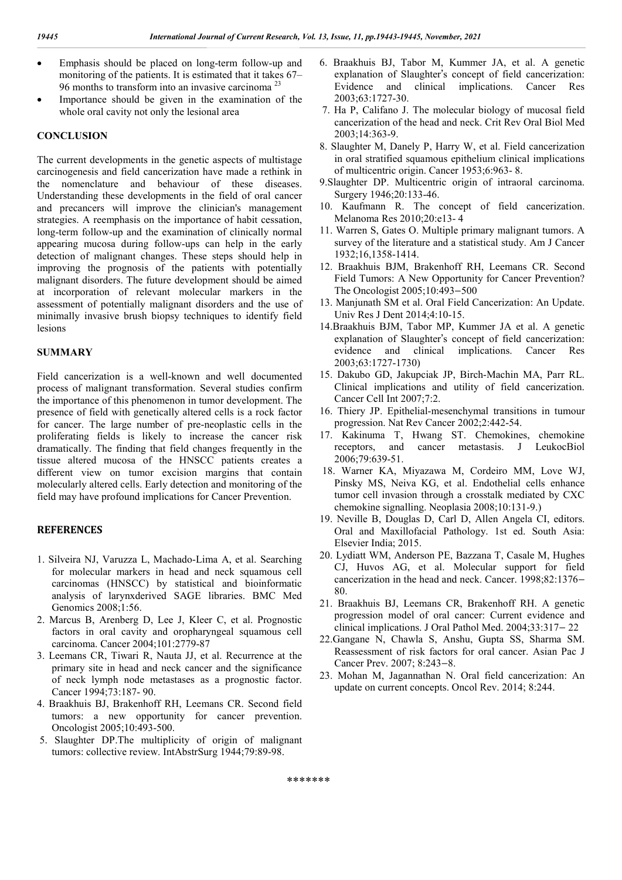- Emphasis should be placed on long-term follow-up and monitoring of the patients. It is estimated that it takes 67–96 months to transform into an invasive carcinoma [23]
- Importance should be given in the examination of the whole oral cavity not only the lesional area

## CONCLUSION

The current developments in the genetic aspects of multistage carcinogenesis and field cancerization have made a rethink in the nomenclature and behaviour of these diseases. Understanding these developments in the field of oral cancer and precancers will improve the clinician's management strategies. A reemphasis on the importance of habit cessation, long-term follow-up and the examination of clinically normal appearing mucosa during follow-ups can help in the early detection of malignant changes. These steps should help in improving the prognosis of the patients with potentially malignant disorders. The future development should be aimed at incorporation of relevant molecular markers in the assessment of potentially malignant disorders and the use of minimally invasive brush biopsy techniques to identify field lesions

## SUMMARY

Field cancerization is a well-known and well documented process of malignant transformation. Several studies confirm the importance of this phenomenon in tumor development. The presence of field with genetically altered cells is a rock factor for cancer. The large number of pre-neoplastic cells in the proliferating fields is likely to increase the cancer risk dramatically. The finding that field changes frequently in the tissue altered mucosa of the HNSCC patients creates a different view on tumor excision margins that contain molecularly altered cells. Early detection and monitoring of the field may have profound implications for Cancer Prevention.

## REFERENCES

1. Silveira NJ, Varuzza L, Machado-Lima A, et al. Searching for molecular markers in head and neck squamous cell carcinomas (HNSCC) by statistical and bioinformatic analysis of larynxderived SAGE libraries. BMC Med Genomics 2008;1:56.
2. Marcus B, Arenberg D, Lee J, Kleer C, et al. Prognostic factors in oral cavity and oropharyngeal squamous cell carcinoma. Cancer 2004;101:2779-87
3. Leemans CR, Tiwari R, Nauta JJ, et al. Recurrence at the primary site in head and neck cancer and the significance of neck lymph node metastases as a prognostic factor. Cancer 1994;73:187- 90.
4. Braakhuis BJ, Brakenhoff RH, Leemans CR. Second field tumors: a new opportunity for cancer prevention. Oncologist 2005;10:493-500.
5. Slaughter DP.The multiplicity of origin of malignant tumors: collective review. IntAbstrSurg 1944;79:89-98.
6. Braakhuis BJ, Tabor M, Kummer JA, et al. A genetic explanation of Slaughter's concept of field cancerization: Evidence and clinical implications. Cancer Res 2003;63:1727-30.
7. Ha P, Califano J. The molecular biology of mucosal field cancerization of the head and neck. Crit Rev Oral Biol Med 2003;14:363-9.
8. Slaughter M, Danely P, Harry W, et al. Field cancerization in oral stratified squamous epithelium clinical implications of multicentric origin. Cancer 1953;6:963- 8.
9. Slaughter DP. Multicentric origin of intraoral carcinoma. Surgery 1946;20:133-46.
10. Kaufmann R. The concept of field cancerization. Melanoma Res 2010;20:e13- 4
11. Warren S, Gates O. Multiple primary malignant tumors. A survey of the literature and a statistical study. Am J Cancer 1932;16,1358-1414.
12. Braakhuis BJM, Brakenhoff RH, Leemans CR. Second Field Tumors: A New Opportunity for Cancer Prevention? The Oncologist 2005;10:493–500
13. Manjunath SM et al. Oral Field Cancerization: An Update. Univ Res J Dent 2014;4:10-15.
14. Braakhuis BJM, Tabor MP, Kummer JA et al. A genetic explanation of Slaughter's concept of field cancerization: evidence and clinical implications. Cancer Res 2003;63:1727-1730)
15. Dakubo GD, Jakupciak JP, Birch-Machin MA, Parr RL. Clinical implications and utility of field cancerization. Cancer Cell Int 2007;7:2.
16. Thiery JP. Epithelial-mesenchymal transitions in tumour progression. Nat Rev Cancer 2002;2:442-54.
17. Kakinuma T, Hwang ST. Chemokines, chemokine receptors, and cancer metastasis. J LeukocBiol 2006;79:639-51.
18. Warner KA, Miyazawa M, Cordeiro MM, Love WJ, Pinsky MS, Neiva KG, et al. Endothelial cells enhance tumor cell invasion through a crosstalk mediated by CXC chemokine signalling. Neoplasia 2008;10:131-9.)
19. Neville B, Douglas D, Carl D, Allen Angela CI, editors. Oral and Maxillofacial Pathology. 1st ed. South Asia: Elsevier India; 2015.
20. Lydiatt WM, Anderson PE, Bazzana T, Casale M, Hughes CJ, Huvos AG, et al. Molecular support for field cancerization in the head and neck. Cancer. 1998;82:1376–80.
21. Braakhuis BJ, Leemans CR, Brakenhoff RH. A genetic progression model of oral cancer: Current evidence and clinical implications. J Oral Pathol Med. 2004;33:317– 22
22. Gangane N, Chawla S, Anshu, Gupta SS, Sharma SM. Reassessment of risk factors for oral cancer. Asian Pac J Cancer Prev. 2007; 8:243–8.
23. Mohan M, Jagannathan N. Oral field cancerization: An update on current concepts. Oncol Rev. 2014; 8:244.

*******